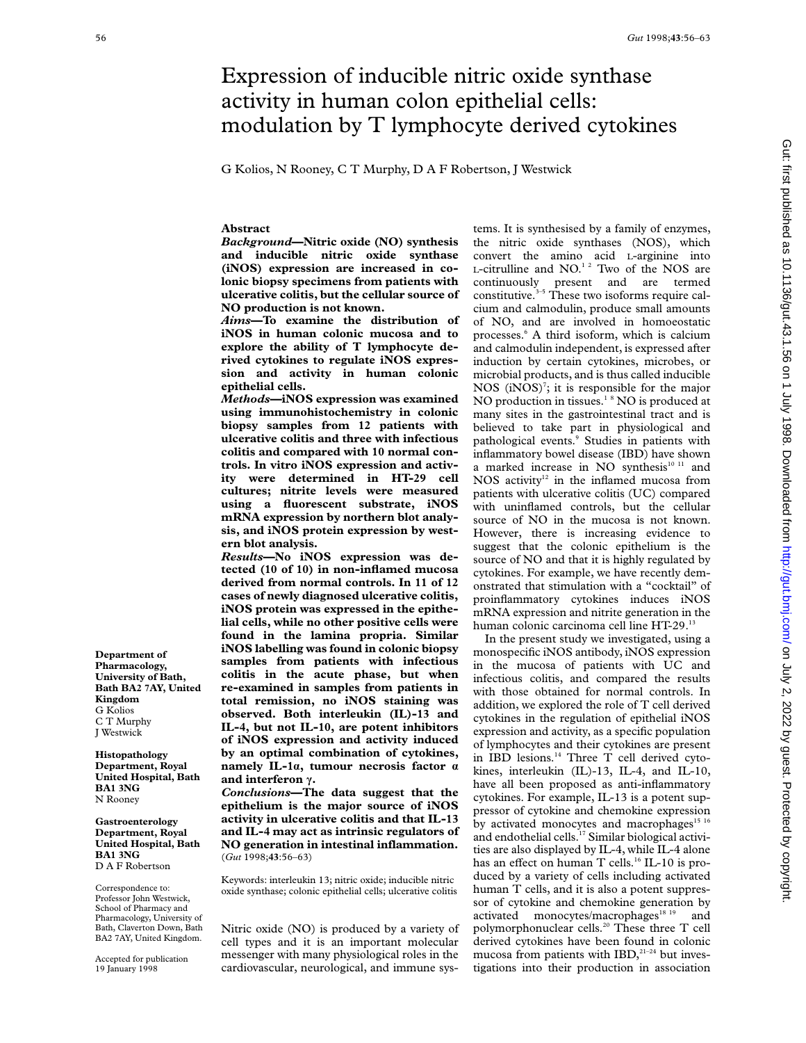# Expression of inducible nitric oxide synthase activity in human colon epithelial cells: modulation by T lymphocyte derived cytokines

G Kolios, N Rooney, C T Murphy, D A F Robertson, J Westwick

**Department of Pharmacology, University of Bath, Bath BA2 7AY, United Kingdom**
G Kolios
C T Murphy
J Westwick

**Histopathology Department, Royal United Hospital, Bath BA1 3NG**
N Rooney

**Gastroenterology Department, Royal United Hospital, Bath BA1 3NG**
D A F Robertson

Correspondence to: Professor John Westwick, School of Pharmacy and Pharmacology, University of Bath, Claverton Down, Bath BA2 7AY, United Kingdom.

Accepted for publication 19 January 1998

## Abstract

***Background*—Nitric oxide (NO) synthesis and inducible nitric oxide synthase (iNOS) expression are increased in colonic biopsy specimens from patients with ulcerative colitis, but the cellular source of NO production is not known.**

***Aims*—To examine the distribution of iNOS in human colonic mucosa and to explore the ability of T lymphocyte derived cytokines to regulate iNOS expression and activity in human colonic epithelial cells.**

***Methods*—iNOS expression was examined using immunohistochemistry in colonic biopsy samples from 12 patients with ulcerative colitis and three with infectious colitis and compared with 10 normal controls. In vitro iNOS expression and activity were determined in HT-29 cell cultures; nitrite levels were measured using a fluorescent substrate, iNOS mRNA expression by northern blot analysis, and iNOS protein expression by western blot analysis.**

***Results*—No iNOS expression was detected (10 of 10) in non-inflamed mucosa derived from normal controls. In 11 of 12 cases of newly diagnosed ulcerative colitis, iNOS protein was expressed in the epithelial cells, while no other positive cells were found in the lamina propria. Similar iNOS labelling was found in colonic biopsy samples from patients with infectious colitis in the acute phase, but when re-examined in samples from patients in total remission, no iNOS staining was observed. Both interleukin (IL)-13 and IL-4, but not IL-10, are potent inhibitors of iNOS expression and activity induced by an optimal combination of cytokines, namely IL-1α, tumour necrosis factor α and interferon γ.**

***Conclusions*—The data suggest that the epithelium is the major source of iNOS activity in ulcerative colitis and that IL-13 and IL-4 may act as intrinsic regulators of NO generation in intestinal inflammation.**
(*Gut* 1998;**43**:56–63)

Keywords: interleukin 13; nitric oxide; inducible nitric oxide synthase; colonic epithelial cells; ulcerative colitis

Nitric oxide (NO) is produced by a variety of cell types and it is an important molecular messenger with many physiological roles in the cardiovascular, neurological, and immune systems. It is synthesised by a family of enzymes, the nitric oxide synthases (NOS), which convert the amino acid L-arginine into L-citrulline and NO.[1 2] Two of the NOS are continuously present and are termed constitutive.[3–5] These two isoforms require calcium and calmodulin, produce small amounts of NO, and are involved in homoeostatic processes.[6] A third isoform, which is calcium and calmodulin independent, is expressed after induction by certain cytokines, microbes, or microbial products, and is thus called inducible NOS (iNOS)[7]; it is responsible for the major NO production in tissues.[1 8] NO is produced at many sites in the gastrointestinal tract and is believed to take part in physiological and pathological events.[9] Studies in patients with inflammatory bowel disease (IBD) have shown a marked increase in NO synthesis[10 11] and NOS activity[12] in the inflamed mucosa from patients with ulcerative colitis (UC) compared with uninflamed controls, but the cellular source of NO in the mucosa is not known. However, there is increasing evidence to suggest that the colonic epithelium is the source of NO and that it is highly regulated by cytokines. For example, we have recently demonstrated that stimulation with a "cocktail" of proinflammatory cytokines induces iNOS mRNA expression and nitrite generation in the human colonic carcinoma cell line HT-29.[13]

In the present study we investigated, using a monospecific iNOS antibody, iNOS expression in the mucosa of patients with UC and infectious colitis, and compared the results with those obtained for normal controls. In addition, we explored the role of T cell derived cytokines in the regulation of epithelial iNOS expression and activity, as a specific population of lymphocytes and their cytokines are present in IBD lesions.[14] Three T cell derived cytokines, interleukin (IL)-13, IL-4, and IL-10, have all been proposed as anti-inflammatory cytokines. For example, IL-13 is a potent suppressor of cytokine and chemokine expression by activated monocytes and macrophages[15 16] and endothelial cells.[17] Similar biological activities are also displayed by IL-4, while IL-4 alone has an effect on human T cells.[16] IL-10 is produced by a variety of cells including activated human T cells, and it is also a potent suppressor of cytokine and chemokine generation by activated monocytes/macrophages[18 19] and polymorphonuclear cells.[20] These three T cell derived cytokines have been found in colonic mucosa from patients with IBD,[21–24] but investigations into their production in association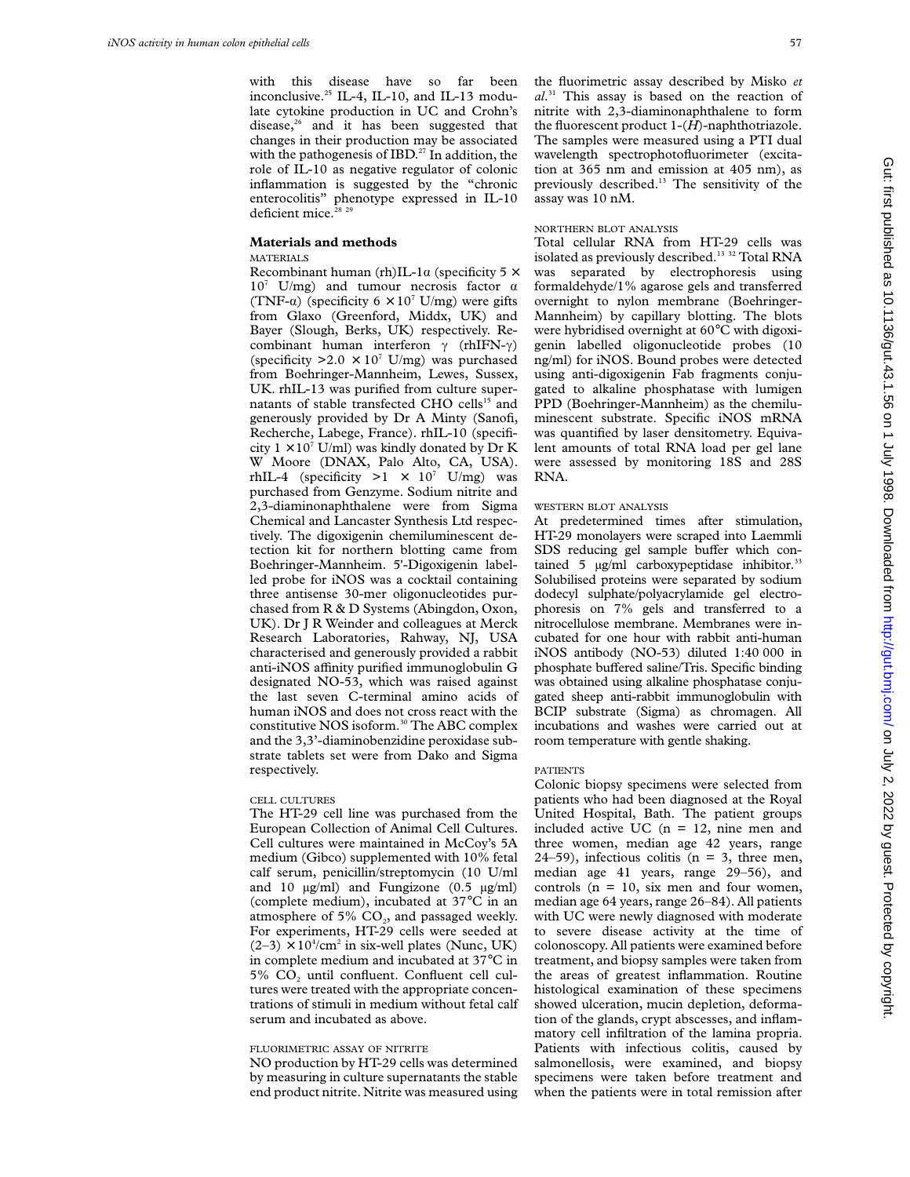with this disease have so far been inconclusive.[25] IL-4, IL-10, and IL-13 modulate cytokine production in UC and Crohn's disease,[26] and it has been suggested that changes in their production may be associated with the pathogenesis of IBD.[27] In addition, the role of IL-10 as negative regulator of colonic inflammation is suggested by the "chronic enterocolitis" phenotype expressed in IL-10 deficient mice.[28 29]

## Materials and methods

### MATERIALS

Recombinant human (rh)IL-1α (specificity $5 \times 10^7$ U/mg) and tumour necrosis factor α (TNF-α) (specificity $6 \times 10^7$ U/mg) were gifts from Glaxo (Greenford, Middx, UK) and Bayer (Slough, Berks, UK) respectively. Recombinant human interferon γ (rhIFN-γ) (specificity $>2.0 \times 10^7$ U/mg) was purchased from Boehringer-Mannheim, Lewes, Sussex, UK. rhIL-13 was purified from culture supernatants of stable transfected CHO cells[15] and generously provided by Dr A Minty (Sanofi, Recherche, Labege, France). rhIL-10 (specificity $1 \times 10^7$ U/ml) was kindly donated by Dr K W Moore (DNAX, Palo Alto, CA, USA). rhIL-4 (specificity $>1 \times 10^7$ U/mg) was purchased from Genzyme. Sodium nitrite and 2,3-diaminonaphthalene were from Sigma Chemical and Lancaster Synthesis Ltd respectively. The digoxigenin chemiluminescent detection kit for northern blotting came from Boehringer-Mannheim. 5'-Digoxigenin labelled probe for iNOS was a cocktail containing three antisense 30-mer oligonucleotides purchased from R & D Systems (Abingdon, Oxon, UK). Dr J R Weinder and colleagues at Merck Research Laboratories, Rahway, NJ, USA characterised and generously provided a rabbit anti-iNOS affinity purified immunoglobulin G designated NO-53, which was raised against the last seven C-terminal amino acids of human iNOS and does not cross react with the constitutive NOS isoform.[30] The ABC complex and the 3,3'-diaminobenzidine peroxidase substrate tablets set were from Dako and Sigma respectively.

### CELL CULTURES

The HT-29 cell line was purchased from the European Collection of Animal Cell Cultures. Cell cultures were maintained in McCoy's 5A medium (Gibco) supplemented with 10% fetal calf serum, penicillin/streptomycin (10 U/ml and 10 μg/ml) and Fungizone (0.5 μg/ml) (complete medium), incubated at 37°C in an atmosphere of 5% $CO_2$, and passaged weekly. For experiments, HT-29 cells were seeded at $(2–3) \times 10^4/cm^2$ in six-well plates (Nunc, UK) in complete medium and incubated at 37°C in 5% $CO_2$ until confluent. Confluent cell cultures were treated with the appropriate concentrations of stimuli in medium without fetal calf serum and incubated as above.

### FLUORIMETRIC ASSAY OF NITRITE

NO production by HT-29 cells was determined by measuring in culture supernatants the stable end product nitrite. Nitrite was measured using the fluorimetric assay described by Misko *et al*.[31] This assay is based on the reaction of nitrite with 2,3-diaminonaphthalene to form the fluorescent product 1-(*H*)-naphthotriazole. The samples were measured using a PTI dual wavelength spectrophotofluorimeter (excitation at 365 nm and emission at 405 nm), as previously described.[13] The sensitivity of the assay was 10 nM.

### NORTHERN BLOT ANALYSIS

Total cellular RNA from HT-29 cells was isolated as previously described.[13 32] Total RNA was separated by electrophoresis using formaldehyde/1% agarose gels and transferred overnight to nylon membrane (Boehringer-Mannheim) by capillary blotting. The blots were hybridised overnight at 60°C with digoxigenin labelled oligonucleotide probes (10 ng/ml) for iNOS. Bound probes were detected using anti-digoxigenin Fab fragments conjugated to alkaline phosphatase with lumigen PPD (Boehringer-Mannheim) as the chemiluminescent substrate. Specific iNOS mRNA was quantified by laser densitometry. Equivalent amounts of total RNA load per gel lane were assessed by monitoring 18S and 28S RNA.

### WESTERN BLOT ANALYSIS

At predetermined times after stimulation, HT-29 monolayers were scraped into Laemmli SDS reducing gel sample buffer which contained 5 μg/ml carboxypeptidase inhibitor.[33] Solubilised proteins were separated by sodium dodecyl sulphate/polyacrylamide gel electrophoresis on 7% gels and transferred to a nitrocellulose membrane. Membranes were incubated for one hour with rabbit anti-human iNOS antibody (NO-53) diluted 1:40 000 in phosphate buffered saline/Tris. Specific binding was obtained using alkaline phosphatase conjugated sheep anti-rabbit immunoglobulin with BCIP substrate (Sigma) as chromagen. All incubations and washes were carried out at room temperature with gentle shaking.

### PATIENTS

Colonic biopsy specimens were selected from patients who had been diagnosed at the Royal United Hospital, Bath. The patient groups included active UC (n = 12, nine men and three women, median age 42 years, range 24–59), infectious colitis (n = 3, three men, median age 41 years, range 29–56), and controls (n = 10, six men and four women, median age 64 years, range 26–84). All patients with UC were newly diagnosed with moderate to severe disease activity at the time of colonoscopy. All patients were examined before treatment, and biopsy samples were taken from the areas of greatest inflammation. Routine histological examination of these specimens showed ulceration, mucin depletion, deformation of the glands, crypt abscesses, and inflammatory cell infiltration of the lamina propria. Patients with infectious colitis, caused by salmonellosis, were examined, and biopsy specimens were taken before treatment and when the patients were in total remission after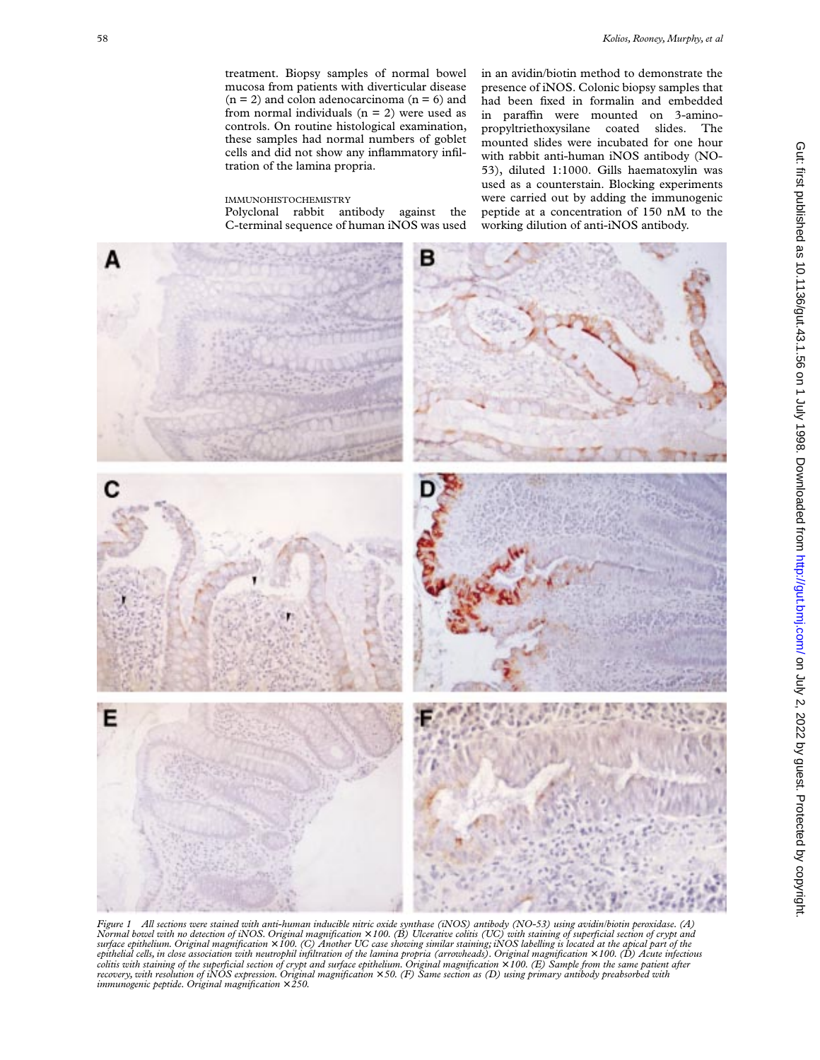treatment. Biopsy samples of normal bowel mucosa from patients with diverticular disease (n = 2) and colon adenocarcinoma (n = 6) and from normal individuals (n = 2) were used as controls. On routine histological examination, these samples had normal numbers of goblet cells and did not show any inflammatory infiltration of the lamina propria.

### IMMUNOHISTOCHEMISTRY

Polyclonal rabbit antibody against the C-terminal sequence of human iNOS was used in an avidin/biotin method to demonstrate the presence of iNOS. Colonic biopsy samples that had been fixed in formalin and embedded in paraffin were mounted on 3-aminopropyltriethoxysilane coated slides. The mounted slides were incubated for one hour with rabbit anti-human iNOS antibody (NO-53), diluted 1:1000. Gills haematoxylin was used as a counterstain. Blocking experiments were carried out by adding the immunogenic peptide at a concentration of 150 nM to the working dilution of anti-iNOS antibody.

*Figure 1 All sections were stained with anti-human inducible nitric oxide synthase (iNOS) antibody (NO-53) using avidin/biotin peroxidase. (A) Normal bowel with no detection of iNOS. Original magnification ×100. (B) Ulcerative colitis (UC) with staining of superficial section of crypt and surface epithelium. Original magnification ×100. (C) Another UC case showing similar staining; iNOS labelling is located at the apical part of the epithelial cells, in close association with neutrophil infiltration of the lamina propria (arrowheads). Original magnification ×100. (D) Acute infectious colitis with staining of the superficial section of crypt and surface epithelium. Original magnification ×100. (E) Sample from the same patient after recovery, with resolution of iNOS expression. Original magnification ×50. (F) Same section as (D) using primary antibody preabsorbed with immunogenic peptide. Original magnification ×250.*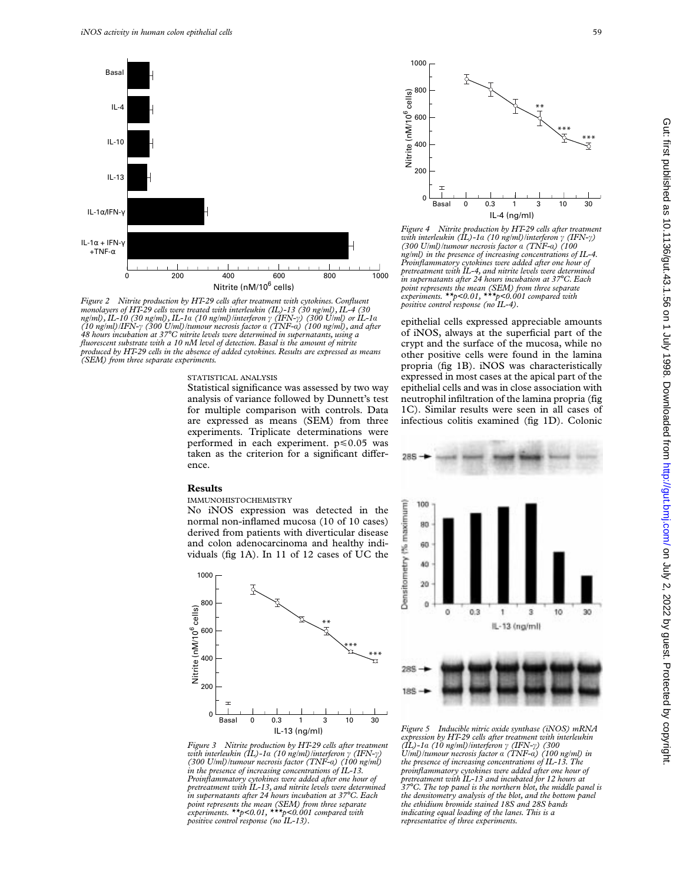Figure 2 Nitrite production by HT-29 cells after treatment with cytokines. Confluent monolayers of HT-29 cells were treated with interleukin (IL)-13 (30 ng/ml), IL-4 (30 ng/ml), IL-10 (30 ng/ml), IL-1α (10 ng/ml)/interferon γ (IFN-γ) (300 U/ml) or IL-1α (10 ng/ml)/IFN-γ (300 U/ml)/tumour necrosis factor α (TNF-α) (100 ng/ml), and after 48 hours incubation at 37°C nitrite levels were determined in supernatants, using a fluorescent substrate with a 10 nM level of detection. Basal is the amount of nitrite produced by HT-29 cells in the absence of added cytokines. Results are expressed as means (SEM) from three separate experiments.

STATISTICAL ANALYSIS

Statistical significance was assessed by two way analysis of variance followed by Dunnett's test for multiple comparison with controls. Data are expressed as means (SEM) from three experiments. Triplicate determinations were performed in each experiment. $p \leq 0.05$ was taken as the criterion for a significant difference.

## Results

IMMUNOHISTOCHEMISTRY

No iNOS expression was detected in the normal non-inflamed mucosa (10 of 10 cases) derived from patients with diverticular disease and colon adenocarcinoma and healthy individuals (fig 1A). In 11 of 12 cases of UC the epithelial cells expressed appreciable amounts of iNOS, always at the superficial part of the crypt and the surface of the mucosa, while no other positive cells were found in the lamina propria (fig 1B). iNOS was characteristically expressed in most cases at the apical part of the epithelial cells and was in close association with neutrophil infiltration of the lamina propria (fig 1C). Similar results were seen in all cases of infectious colitis examined (fig 1D). Colonic

Figure 3 Nitrite production by HT-29 cells after treatment with interleukin (IL)-1α (10 ng/ml)/interferon γ (IFN-γ) (300 U/ml)/tumour necrosis factor (TNF-α) (100 ng/ml) in the presence of increasing concentrations of IL-13. Proinflammatory cytokines were added after one hour of pretreatment with IL-13, and nitrite levels were determined in supernatants after 24 hours incubation at 37°C. Each point represents the mean (SEM) from three separate experiments. $^{**}p<0.01$, $^{***}p<0.001$ compared with positive control response (no IL-13).

Figure 4 Nitrite production by HT-29 cells after treatment with interleukin (IL)-1α (10 ng/ml)/interferon γ (IFN-γ) (300 U/ml)/tumour necrosis factor α (TNF-α) (100 ng/ml) in the presence of increasing concentrations of IL-4. Proinflammatory cytokines were added after one hour of pretreatment with IL-4, and nitrite levels were determined in supernatants after 24 hours incubation at 37°C. Each point represents the mean (SEM) from three separate experiments. $^{**}p<0.01$, $^{***}p<0.001$ compared with positive control response (no IL-4).

Figure 5 Inducible nitric oxide synthase (iNOS) mRNA expression by HT-29 cells after treatment with interleukin (IL)-1α (10 ng/ml)/interferon γ (IFN-γ) (300 U/ml)/tumour necrosis factor α (TNF-α) (100 ng/ml) in the presence of increasing concentrations of IL-13. The proinflammatory cytokines were added after one hour of pretreatment with IL-13 and incubated for 12 hours at 37°C. The top panel is the northern blot, the middle panel is the densitometry analysis of the blot, and the bottom panel the ethidium bromide stained 18S and 28S bands indicating equal loading of the lanes. This is a representative of three experiments.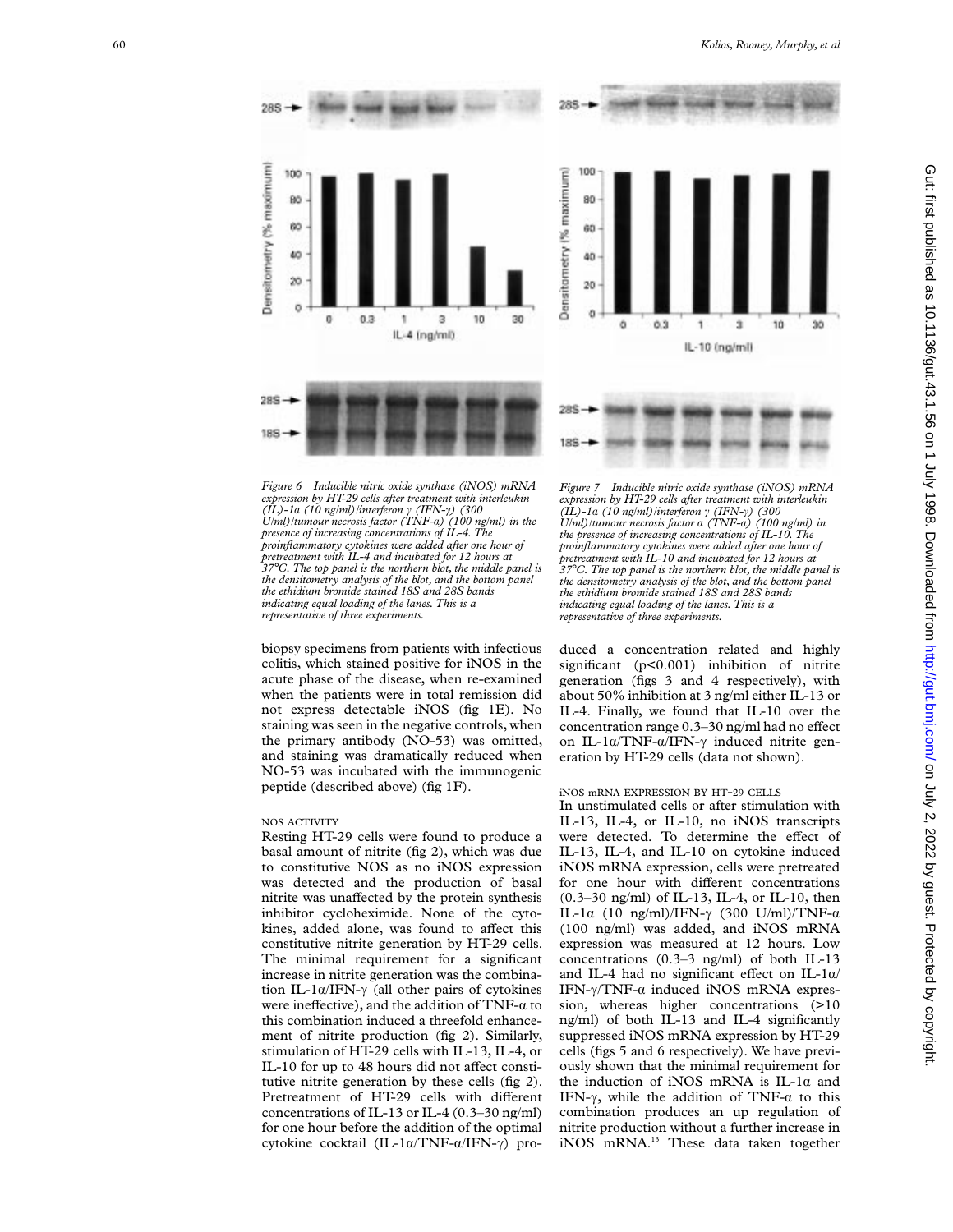Figure 6 Inducible nitric oxide synthase (iNOS) mRNA expression by HT-29 cells after treatment with interleukin (IL)-1α (10 ng/ml)/interferon γ (IFN-γ) (300 U/ml)/tumour necrosis factor (TNF-α) (100 ng/ml) in the presence of increasing concentrations of IL-4. The proinflammatory cytokines were added after one hour of pretreatment with IL-4 and incubated for 12 hours at 37°C. The top panel is the northern blot, the middle panel is the densitometry analysis of the blot, and the bottom panel the ethidium bromide stained 18S and 28S bands indicating equal loading of the lanes. This is a representative of three experiments.

Figure 7 Inducible nitric oxide synthase (iNOS) mRNA expression by HT-29 cells after treatment with interleukin (IL)-1α (10 ng/ml)/interferon γ (IFN-γ) (300 U/ml)/tumour necrosis factor α (TNF-α) (100 ng/ml) in the presence of increasing concentrations of IL-10. The proinflammatory cytokines were added after one hour of pretreatment with IL-10 and incubated for 12 hours at 37°C. The top panel is the northern blot, the middle panel is the densitometry analysis of the blot, and the bottom panel the ethidium bromide stained 18S and 28S bands indicating equal loading of the lanes. This is a representative of three experiments.

biopsy specimens from patients with infectious colitis, which stained positive for iNOS in the acute phase of the disease, when re-examined when the patients were in total remission did not express detectable iNOS (fig 1E). No staining was seen in the negative controls, when the primary antibody (NO-53) was omitted, and staining was dramatically reduced when NO-53 was incubated with the immunogenic peptide (described above) (fig 1F).

### NOS ACTIVITY

Resting HT-29 cells were found to produce a basal amount of nitrite (fig 2), which was due to constitutive NOS as no iNOS expression was detected and the production of basal nitrite was unaffected by the protein synthesis inhibitor cycloheximide. None of the cytokines, added alone, was found to affect this constitutive nitrite generation by HT-29 cells. The minimal requirement for a significant increase in nitrite generation was the combination IL-1α/IFN-γ (all other pairs of cytokines were ineffective), and the addition of TNF-α to this combination induced a threefold enhancement of nitrite production (fig 2). Similarly, stimulation of HT-29 cells with IL-13, IL-4, or IL-10 for up to 48 hours did not affect constitutive nitrite generation by these cells (fig 2). Pretreatment of HT-29 cells with different concentrations of IL-13 or IL-4 (0.3–30 ng/ml) for one hour before the addition of the optimal cytokine cocktail (IL-1α/TNF-α/IFN-γ) produced a concentration related and highly significant ($p<0.001$) inhibition of nitrite generation (figs 3 and 4 respectively), with about 50% inhibition at 3 ng/ml either IL-13 or IL-4. Finally, we found that IL-10 over the concentration range 0.3–30 ng/ml had no effect on IL-1α/TNF-α/IFN-γ induced nitrite generation by HT-29 cells (data not shown).

### iNOS mRNA EXPRESSION BY HT-29 CELLS

In unstimulated cells or after stimulation with IL-13, IL-4, or IL-10, no iNOS transcripts were detected. To determine the effect of IL-13, IL-4, and IL-10 on cytokine induced iNOS mRNA expression, cells were pretreated for one hour with different concentrations (0.3–30 ng/ml) of IL-13, IL-4, or IL-10, then IL-1α (10 ng/ml)/IFN-γ (300 U/ml)/TNF-α (100 ng/ml) was added, and iNOS mRNA expression was measured at 12 hours. Low concentrations (0.3–3 ng/ml) of both IL-13 and IL-4 had no significant effect on IL-1α/IFN-γ/TNF-α induced iNOS mRNA expression, whereas higher concentrations (>10 ng/ml) of both IL-13 and IL-4 significantly suppressed iNOS mRNA expression by HT-29 cells (figs 5 and 6 respectively). We have previously shown that the minimal requirement for the induction of iNOS mRNA is IL-1α and IFN-γ, while the addition of TNF-α to this combination produces an up regulation of nitrite production without a further increase in iNOS mRNA.[13] These data taken together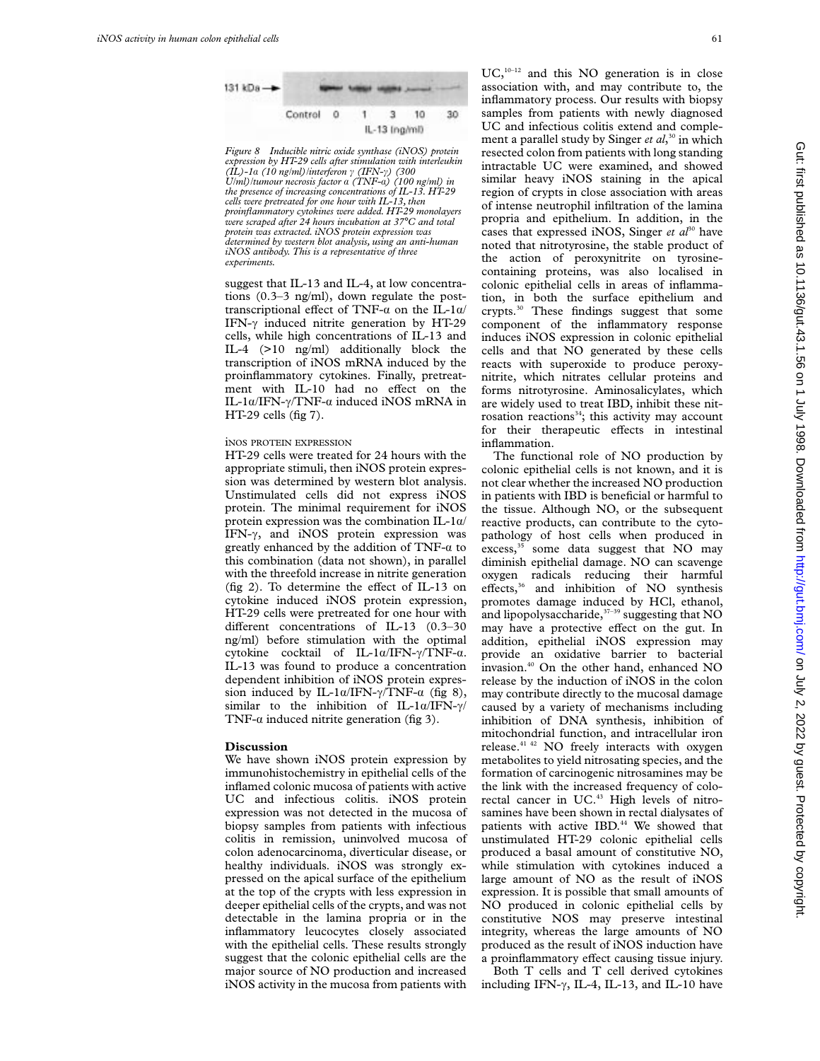131 kDa →

Control 0 1 3 10 30

IL-13 (ng/ml)

*Figure 8 Inducible nitric oxide synthase (iNOS) protein expression by HT-29 cells after stimulation with interleukin (IL)-1α (10 ng/ml)/interferon γ (IFN-γ) (300 U/ml)/tumour necrosis factor α (TNF-α) (100 ng/ml) in the presence of increasing concentrations of IL-13. HT-29 cells were pretreated for one hour with IL-13, then proinflammatory cytokines were added. HT-29 monolayers were scraped after 24 hours incubation at 37°C and total protein was extracted. iNOS protein expression was determined by western blot analysis, using an anti-human iNOS antibody. This is a representative of three experiments.*

suggest that IL-13 and IL-4, at low concentrations (0.3–3 ng/ml), down regulate the post-transcriptional effect of TNF-α on the IL-1α/IFN-γ induced nitrite generation by HT-29 cells, while high concentrations of IL-13 and IL-4 (>10 ng/ml) additionally block the transcription of iNOS mRNA induced by the proinflammatory cytokines. Finally, pretreatment with IL-10 had no effect on the IL-1α/IFN-γ/TNF-α induced iNOS mRNA in HT-29 cells (fig 7).

### iNOS PROTEIN EXPRESSION

HT-29 cells were treated for 24 hours with the appropriate stimuli, then iNOS protein expression was determined by western blot analysis. Unstimulated cells did not express iNOS protein. The minimal requirement for iNOS protein expression was the combination IL-1α/IFN-γ, and iNOS protein expression was greatly enhanced by the addition of TNF-α to this combination (data not shown), in parallel with the threefold increase in nitrite generation (fig 2). To determine the effect of IL-13 on cytokine induced iNOS protein expression, HT-29 cells were pretreated for one hour with different concentrations of IL-13 (0.3–30 ng/ml) before stimulation with the optimal cytokine cocktail of IL-1α/IFN-γ/TNF-α. IL-13 was found to produce a concentration dependent inhibition of iNOS protein expression induced by IL-1α/IFN-γ/TNF-α (fig 8), similar to the inhibition of IL-1α/IFN-γ/TNF-α induced nitrite generation (fig 3).

## Discussion

We have shown iNOS protein expression by immunohistochemistry in epithelial cells of the inflamed colonic mucosa of patients with active UC and infectious colitis. iNOS protein expression was not detected in the mucosa of biopsy samples from patients with infectious colitis in remission, uninvolved mucosa of colon adenocarcinoma, diverticular disease, or healthy individuals. iNOS was strongly expressed on the apical surface of the epithelium at the top of the crypts with less expression in deeper epithelial cells of the crypts, and was not detectable in the lamina propria or in the inflammatory leucocytes closely associated with the epithelial cells. These results strongly suggest that the colonic epithelial cells are the major source of NO production and increased iNOS activity in the mucosa from patients with UC,[10–12] and this NO generation is in close association with, and may contribute to, the inflammatory process. Our results with biopsy samples from patients with newly diagnosed UC and infectious colitis extend and complement a parallel study by Singer *et al*,[30] in which resected colon from patients with long standing intractable UC were examined, and showed similar heavy iNOS staining in the apical region of crypts in close association with areas of intense neutrophil infiltration of the lamina propria and epithelium. In addition, in the cases that expressed iNOS, Singer *et al*[30] have noted that nitrotyrosine, the stable product of the action of peroxynitrite on tyrosine-containing proteins, was also localised in colonic epithelial cells in areas of inflammation, in both the surface epithelium and crypts.[30] These findings suggest that some component of the inflammatory response induces iNOS expression in colonic epithelial cells and that NO generated by these cells reacts with superoxide to produce peroxynitrite, which nitrates cellular proteins and forms nitrotyrosine. Aminosalicylates, which are widely used to treat IBD, inhibit these nitrosation reactions[34]; this activity may account for their therapeutic effects in intestinal inflammation.

The functional role of NO production by colonic epithelial cells is not known, and it is not clear whether the increased NO production in patients with IBD is beneficial or harmful to the tissue. Although NO, or the subsequent reactive products, can contribute to the cytopathology of host cells when produced in excess,[35] some data suggest that NO may diminish epithelial damage. NO can scavenge oxygen radicals reducing their harmful effects,[36] and inhibition of NO synthesis promotes damage induced by HCl, ethanol, and lipopolysaccharide,[37–39] suggesting that NO may have a protective effect on the gut. In addition, epithelial iNOS expression may provide an oxidative barrier to bacterial invasion.[40] On the other hand, enhanced NO release by the induction of iNOS in the colon may contribute directly to the mucosal damage caused by a variety of mechanisms including inhibition of DNA synthesis, inhibition of mitochondrial function, and intracellular iron release.[41 42] NO freely interacts with oxygen metabolites to yield nitrosating species, and the formation of carcinogenic nitrosamines may be the link with the increased frequency of colorectal cancer in UC.[43] High levels of nitrosamines have been shown in rectal dialysates of patients with active IBD.[44] We showed that unstimulated HT-29 colonic epithelial cells produced a basal amount of constitutive NO, while stimulation with cytokines induced a large amount of NO as the result of iNOS expression. It is possible that small amounts of NO produced in colonic epithelial cells by constitutive NOS may preserve intestinal integrity, whereas the large amounts of NO produced as the result of iNOS induction have a proinflammatory effect causing tissue injury.

Both T cells and T cell derived cytokines including IFN-γ, IL-4, IL-13, and IL-10 have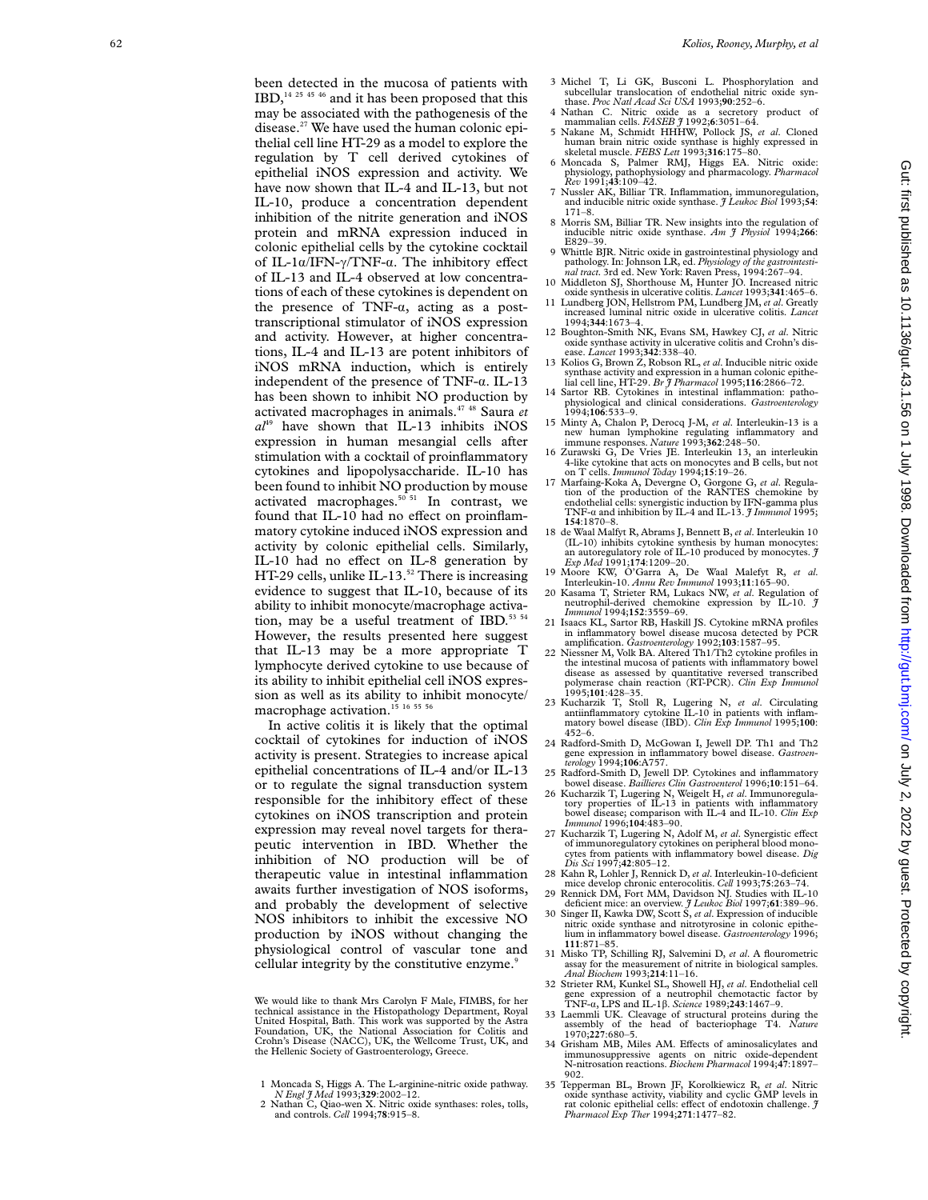been detected in the mucosa of patients with IBD,[14 25 45 46] and it has been proposed that this may be associated with the pathogenesis of the disease.[27] We have used the human colonic epithelial cell line HT-29 as a model to explore the regulation by T cell derived cytokines of epithelial iNOS expression and activity. We have now shown that IL-4 and IL-13, but not IL-10, produce a concentration dependent inhibition of the nitrite generation and iNOS protein and mRNA expression induced in colonic epithelial cells by the cytokine cocktail of IL-1α/IFN-γ/TNF-α. The inhibitory effect of IL-13 and IL-4 observed at low concentrations of each of these cytokines is dependent on the presence of TNF-α, acting as a post-transcriptional stimulator of iNOS expression and activity. However, at higher concentrations, IL-4 and IL-13 are potent inhibitors of iNOS mRNA induction, which is entirely independent of the presence of TNF-α. IL-13 has been shown to inhibit NO production by activated macrophages in animals.[47 48] Saura *et al*[49] have shown that IL-13 inhibits iNOS expression in human mesangial cells after stimulation with a cocktail of proinflammatory cytokines and lipopolysaccharide. IL-10 has been found to inhibit NO production by mouse activated macrophages.[50 51] In contrast, we found that IL-10 had no effect on proinflammatory cytokine induced iNOS expression and activity by colonic epithelial cells. Similarly, IL-10 had no effect on IL-8 generation by HT-29 cells, unlike IL-13.[52] There is increasing evidence to suggest that IL-10, because of its ability to inhibit monocyte/macrophage activation, may be a useful treatment of IBD.[53 54] However, the results presented here suggest that IL-13 may be a more appropriate T lymphocyte derived cytokine to use because of its ability to inhibit epithelial cell iNOS expression as well as its ability to inhibit monocyte/macrophage activation.[15 16 55 56]

In active colitis it is likely that the optimal cocktail of cytokines for induction of iNOS activity is present. Strategies to increase apical epithelial concentrations of IL-4 and/or IL-13 or to regulate the signal transduction system responsible for the inhibitory effect of these cytokines on iNOS transcription and protein expression may reveal novel targets for therapeutic intervention in IBD. Whether the inhibition of NO production will be of therapeutic value in intestinal inflammation awaits further investigation of NOS isoforms, and probably the development of selective NOS inhibitors to inhibit the excessive NO production by iNOS without changing the physiological control of vascular tone and cellular integrity by the constitutive enzyme.[9]

We would like to thank Mrs Carolyn F Male, FIMBS, for her technical assistance in the Histopathology Department, Royal United Hospital, Bath. This work was supported by the Astra Foundation, UK, the National Association for Colitis and Crohn's Disease (NACC), UK, the Wellcome Trust, UK, and the Hellenic Society of Gastroenterology, Greece.

1 Moncada S, Higgs A. The L-arginine-nitric oxide pathway. *N Engl J Med* 1993;**329**:2002–12.
2 Nathan C, Qiao-wen X. Nitric oxide synthases: roles, tolls, and controls. *Cell* 1994;**78**:915–8.
3 Michel T, Li GK, Busconi L. Phosphorylation and subcellular translocation of endothelial nitric oxide synthase. *Proc Natl Acad Sci USA* 1993;**90**:252–6.
4 Nathan C. Nitric oxide as a secretory product of mammalian cells. *FASEB J* 1992;**6**:3051–64.
5 Nakane M, Schmidt HHHW, Pollock JS, *et al*. Cloned human brain nitric oxide synthase is highly expressed in skeletal muscle. *FEBS Lett* 1993;**316**:175–80.
6 Moncada S, Palmer RMJ, Higgs EA. Nitric oxide: physiology, pathophysiology and pharmacology. *Pharmacol Rev* 1991;**43**:109–42.
7 Nussler AK, Billiar TR. Inflammation, immunoregulation, and inducible nitric oxide synthase. *J Leukoc Biol* 1993;**54**:171–8.
8 Morris SM, Billiar TR. New insights into the regulation of inducible nitric oxide synthase. *Am J Physiol* 1994;**266**:E829–39.
9 Whittle BJR. Nitric oxide in gastrointestinal physiology and pathology. In: Johnson LR, ed. *Physiology of the gastrointestinal tract*. 3rd ed. New York: Raven Press, 1994:267–94.
10 Middleton SJ, Shorthouse M, Hunter JO. Increased nitric oxide synthesis in ulcerative colitis. *Lancet* 1993;**341**:465–6.
11 Lundberg JON, Hellstrom PM, Lundberg JM, *et al*. Greatly increased luminal nitric oxide in ulcerative colitis. *Lancet* 1994;**344**:1673–4.
12 Boughton-Smith NK, Evans SM, Hawkey CJ, *et al*. Nitric oxide synthase activity in ulcerative colitis and Crohn's disease. *Lancet* 1993;**342**:338–40.
13 Kolios G, Brown Z, Robson RL, *et al*. Inducible nitric oxide synthase activity and expression in a human colonic epithelial cell line, HT-29. *Br J Pharmacol* 1995;**116**:2866–72.
14 Sartor RB. Cytokines in intestinal inflammation: pathophysiological and clinical considerations. *Gastroenterology* 1994;**106**:533–9.
15 Minty A, Chalon P, Derocq J-M, *et al*. Interleukin-13 is a new human lymphokine regulating inflammatory and immune responses. *Nature* 1993;**362**:248–50.
16 Zurawski G, De Vries JE. Interleukin 13, an interleukin 4-like cytokine that acts on monocytes and B cells, but not on T cells. *Immunol Today* 1994;**15**:19–26.
17 Marfaing-Koka A, Devergne O, Gorgone G, *et al*. Regulation of the production of the RANTES chemokine by endothelial cells: synergistic induction by IFN-gamma plus TNF-α and inhibition by IL-4 and IL-13. *J Immunol* 1995;**154**:1870–8.
18 de Waal Malfyt R, Abrams J, Bennett B, *et al*. Interleukin 10 (IL-10) inhibits cytokine synthesis by human monocytes: an autoregulatory role of IL-10 produced by monocytes. *J Exp Med* 1991;**174**:1209–20.
19 Moore KW, O'Garra A, De Waal Malefyt R, *et al*. Interleukin-10. *Annu Rev Immunol* 1993;**11**:165–90.
20 Kasama T, Strieter RM, Lukacs NW, *et al*. Regulation of neutrophil-derived chemokine expression by IL-10. *J Immunol* 1994;**152**:3559–69.
21 Isaacs KL, Sartor RB, Haskill JS. Cytokine mRNA profiles in inflammatory bowel disease mucosa detected by PCR amplification. *Gastroenterology* 1992;**103**:1587–95.
22 Niessner M, Volk BA. Altered Th1/Th2 cytokine profiles in the intestinal mucosa of patients with inflammatory bowel disease as assessed by quantitative reversed transcribed polymerase chain reaction (RT-PCR). *Clin Exp Immunol* 1995;**101**:428–35.
23 Kucharzik T, Stoll R, Lugering N, *et al*. Circulating antiinflammatory cytokine IL-10 in patients with inflammatory bowel disease (IBD). *Clin Exp Immunol* 1995;**100**:452–6.
24 Radford-Smith D, McGowan I, Jewell DP. Th1 and Th2 gene expression in inflammatory bowel disease. *Gastroenterology* 1994;**106**:A757.
25 Radford-Smith D, Jewell DP. Cytokines and inflammatory bowel disease. *Baillieres Clin Gastroenterol* 1996;**10**:151–64.
26 Kucharzik T, Lugering N, Weigelt H, *et al*. Immunoregulatory properties of IL-13 in patients with inflammatory bowel disease; comparison with IL-4 and IL-10. *Clin Exp Immunol* 1996;**104**:483–90.
27 Kucharzik T, Lugering N, Adolf M, *et al*. Synergistic effect of immunoregulatory cytokines on peripheral blood monocytes from patients with inflammatory bowel disease. *Dig Dis Sci* 1997;**42**:805–12.
28 Kahn R, Lohler J, Rennick D, *et al*. Interleukin-10-deficient mice develop chronic enterocolitis. *Cell* 1993;**75**:263–74.
29 Rennick DM, Fort MM, Davidson NJ. Studies with IL-10 deficient mice: an overview. *J Leukoc Biol* 1997;**61**:389–96.
30 Singer II, Kawka DW, Scott S, *et al*. Expression of inducible nitric oxide synthase and nitrotyrosine in colonic epithelium in inflammatory bowel disease. *Gastroenterology* 1996;**111**:871–85.
31 Misko TP, Schilling RJ, Salvemini D, *et al*. A flourometric assay for the measurement of nitrite in biological samples. *Anal Biochem* 1993;**214**:11–16.
32 Strieter RM, Kunkel SL, Showell HJ, *et al*. Endothelial cell gene expression of a neutrophil chemotactic factor by TNF-α, LPS and IL-1β. *Science* 1989;**243**:1467–9.
33 Laemmli UK. Cleavage of structural proteins during the assembly of the head of bacteriophage T4. *Nature* 1970;**227**:680–5.
34 Grisham MB, Miles AM. Effects of aminosalicylates and immunosuppressive agents on nitric oxide-dependent N-nitrosation reactions. *Biochem Pharmacol* 1994;**47**:1897–902.
35 Tepperman BL, Brown JF, Korolkiewicz R, *et al*. Nitric oxide synthase activity, viability and cyclic GMP levels in rat colonic epithelial cells: effect of endotoxin challenge. *J Pharmacol Exp Ther* 1994;**271**:1477–82.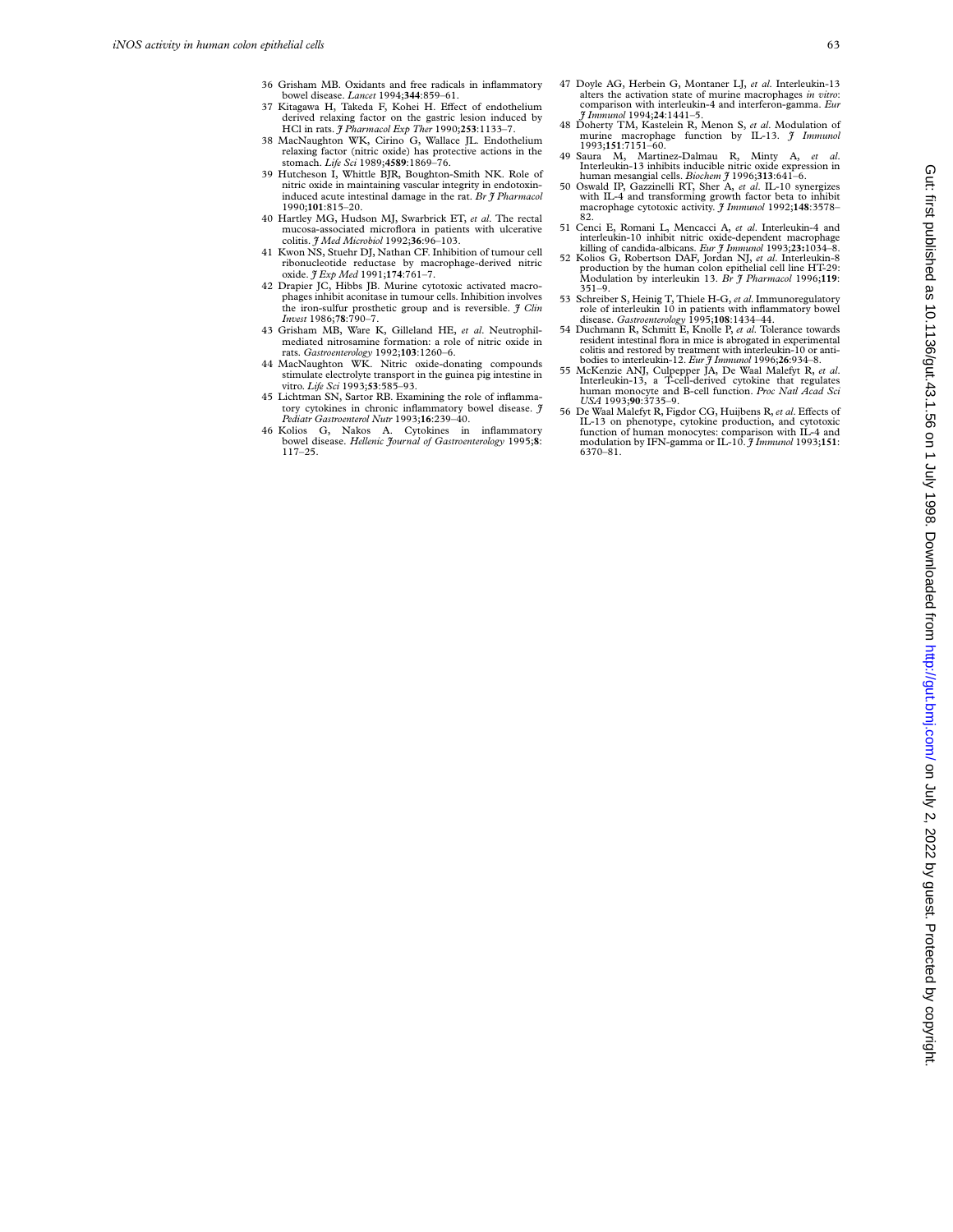36 Grisham MB. Oxidants and free radicals in inflammatory bowel disease. *Lancet* 1994;**344**:859–61.
37 Kitagawa H, Takeda F, Kohei H. Effect of endothelium derived relaxing factor on the gastric lesion induced by HCl in rats. *J Pharmacol Exp Ther* 1990;**253**:1133–7.
38 MacNaughton WK, Cirino G, Wallace JL. Endothelium relaxing factor (nitric oxide) has protective actions in the stomach. *Life Sci* 1989;**4589**:1869–76.
39 Hutcheson I, Whittle BJR, Boughton-Smith NK. Role of nitric oxide in maintaining vascular integrity in endotoxin-induced acute intestinal damage in the rat. *Br J Pharmacol* 1990;**101**:815–20.
40 Hartley MG, Hudson MJ, Swarbrick ET, *et al*. The rectal mucosa-associated microflora in patients with ulcerative colitis. *J Med Microbiol* 1992;**36**:96–103.
41 Kwon NS, Stuehr DJ, Nathan CF. Inhibition of tumour cell ribonucleotide reductase by macrophage-derived nitric oxide. *J Exp Med* 1991;**174**:761–7.
42 Drapier JC, Hibbs JB. Murine cytotoxic activated macrophages inhibit aconitase in tumour cells. Inhibition involves the iron-sulfur prosthetic group and is reversible. *J Clin Invest* 1986;**78**:790–7.
43 Grisham MB, Ware K, Gilleland HE, *et al*. Neutrophil-mediated nitrosamine formation: a role of nitric oxide in rats. *Gastroenterology* 1992;**103**:1260–6.
44 MacNaughton WK. Nitric oxide-donating compounds stimulate electrolyte transport in the guinea pig intestine in vitro. *Life Sci* 1993;**53**:585–93.
45 Lichtman SN, Sartor RB. Examining the role of inflammatory cytokines in chronic inflammatory bowel disease. *J Pediatr Gastroenterol Nutr* 1993;**16**:239–40.
46 Kolios G, Nakos A. Cytokines in inflammatory bowel disease. *Hellenic Journal of Gastroenterology* 1995;**8**: 117–25.
47 Doyle AG, Herbein G, Montaner LJ, *et al*. Interleukin-13 alters the activation state of murine macrophages *in vitro*: comparison with interleukin-4 and interferon-gamma. *Eur J Immunol* 1994;**24**:1441–5.
48 Doherty TM, Kastelein R, Menon S, *et al*. Modulation of murine macrophage function by IL-13. *J Immunol* 1993;**151**:7151–60.
49 Saura M, Martinez-Dalmau R, Minty A, *et al*. Interleukin-13 inhibits inducible nitric oxide expression in human mesangial cells. *Biochem J* 1996;**313**:641–6.
50 Oswald IP, Gazzinelli RT, Sher A, *et al*. IL-10 synergizes with IL-4 and transforming growth factor beta to inhibit macrophage cytotoxic activity. *J Immunol* 1992;**148**:3578–82.
51 Cenci E, Romani L, Mencacci A, *et al*. Interleukin-4 and interleukin-10 inhibit nitric oxide-dependent macrophage killing of candida-albicans. *Eur J Immunol* 1993;**23:**1034–8.
52 Kolios G, Robertson DAF, Jordan NJ, *et al*. Interleukin-8 production by the human colon epithelial cell line HT-29: Modulation by interleukin 13. *Br J Pharmacol* 1996;**119**: 351–9.
53 Schreiber S, Heinig T, Thiele H-G, *et al*. Immunoregulatory role of interleukin 10 in patients with inflammatory bowel disease. *Gastroenterology* 1995;**108**:1434–44.
54 Duchmann R, Schmitt E, Knolle P, *et al*. Tolerance towards resident intestinal flora in mice is abrogated in experimental colitis and restored by treatment with interleukin-10 or antibodies to interleukin-12. *Eur J Immunol* 1996;**26**:934–8.
55 McKenzie ANJ, Culpepper JA, De Waal Malefyt R, *et al*. Interleukin-13, a T-cell-derived cytokine that regulates human monocyte and B-cell function. *Proc Natl Acad Sci USA* 1993;**90**:3735–9.
56 De Waal Malefyt R, Figdor CG, Huijbens R, *et al*. Effects of IL-13 on phenotype, cytokine production, and cytotoxic function of human monocytes: comparison with IL-4 and modulation by IFN-gamma or IL-10. *J Immunol* 1993;**151**: 6370–81.